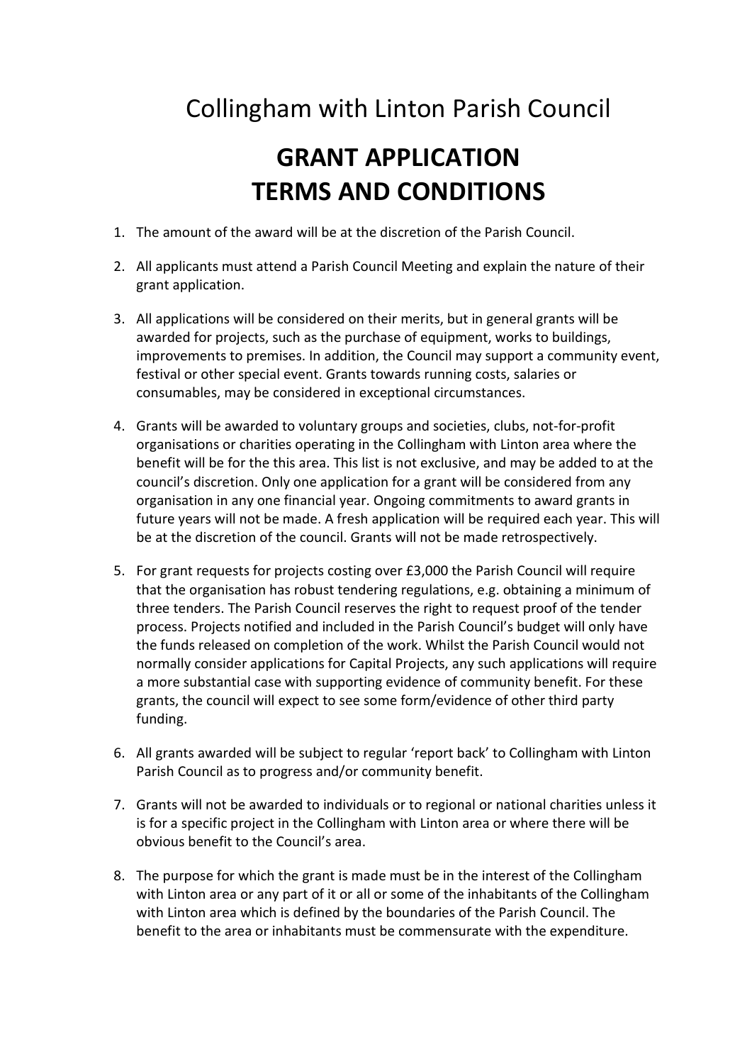# Collingham with Linton Parish Council

## GRANT APPLICATION
## TERMS AND CONDITIONS

1. The amount of the award will be at the discretion of the Parish Council.

2. All applicants must attend a Parish Council Meeting and explain the nature of their grant application.

3. All applications will be considered on their merits, but in general grants will be awarded for projects, such as the purchase of equipment, works to buildings, improvements to premises. In addition, the Council may support a community event, festival or other special event. Grants towards running costs, salaries or consumables, may be considered in exceptional circumstances.

4. Grants will be awarded to voluntary groups and societies, clubs, not-for-profit organisations or charities operating in the Collingham with Linton area where the benefit will be for the this area. This list is not exclusive, and may be added to at the council's discretion. Only one application for a grant will be considered from any organisation in any one financial year. Ongoing commitments to award grants in future years will not be made. A fresh application will be required each year. This will be at the discretion of the council. Grants will not be made retrospectively.

5. For grant requests for projects costing over £3,000 the Parish Council will require that the organisation has robust tendering regulations, e.g. obtaining a minimum of three tenders. The Parish Council reserves the right to request proof of the tender process. Projects notified and included in the Parish Council's budget will only have the funds released on completion of the work. Whilst the Parish Council would not normally consider applications for Capital Projects, any such applications will require a more substantial case with supporting evidence of community benefit. For these grants, the council will expect to see some form/evidence of other third party funding.

6. All grants awarded will be subject to regular 'report back' to Collingham with Linton Parish Council as to progress and/or community benefit.

7. Grants will not be awarded to individuals or to regional or national charities unless it is for a specific project in the Collingham with Linton area or where there will be obvious benefit to the Council's area.

8. The purpose for which the grant is made must be in the interest of the Collingham with Linton area or any part of it or all or some of the inhabitants of the Collingham with Linton area which is defined by the boundaries of the Parish Council. The benefit to the area or inhabitants must be commensurate with the expenditure.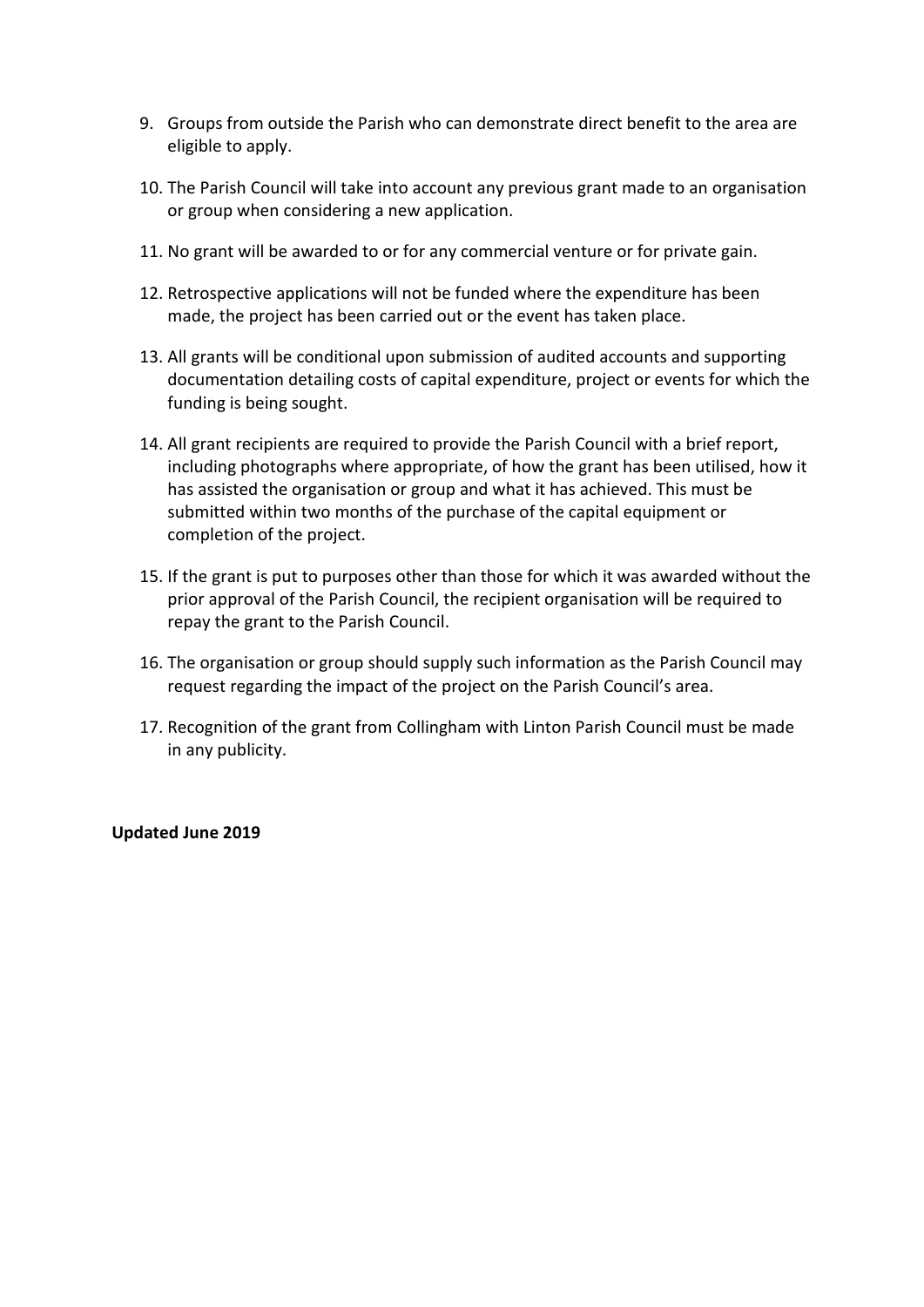9. Groups from outside the Parish who can demonstrate direct benefit to the area are eligible to apply.

10. The Parish Council will take into account any previous grant made to an organisation or group when considering a new application.

11. No grant will be awarded to or for any commercial venture or for private gain.

12. Retrospective applications will not be funded where the expenditure has been made, the project has been carried out or the event has taken place.

13. All grants will be conditional upon submission of audited accounts and supporting documentation detailing costs of capital expenditure, project or events for which the funding is being sought.

14. All grant recipients are required to provide the Parish Council with a brief report, including photographs where appropriate, of how the grant has been utilised, how it has assisted the organisation or group and what it has achieved. This must be submitted within two months of the purchase of the capital equipment or completion of the project.

15. If the grant is put to purposes other than those for which it was awarded without the prior approval of the Parish Council, the recipient organisation will be required to repay the grant to the Parish Council.

16. The organisation or group should supply such information as the Parish Council may request regarding the impact of the project on the Parish Council's area.

17. Recognition of the grant from Collingham with Linton Parish Council must be made in any publicity.

**Updated June 2019**